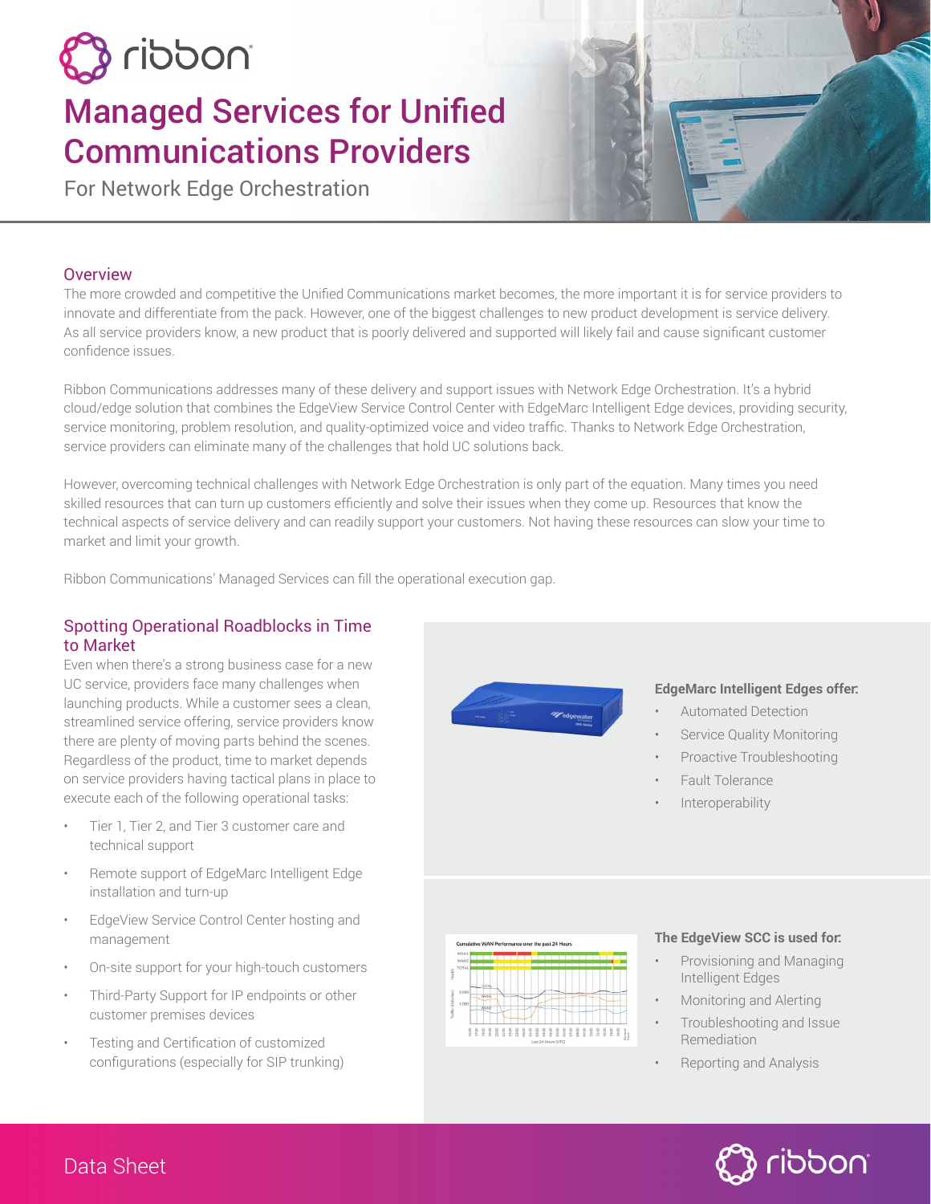# Managed Services for Unified Communications Providers

For Network Edge Orchestration

## Overview

The more crowded and competitive the Unified Communications market becomes, the more important it is for service providers to innovate and differentiate from the pack. However, one of the biggest challenges to new product development is service delivery. As all service providers know, a new product that is poorly delivered and supported will likely fail and cause significant customer confidence issues.

Ribbon Communications addresses many of these delivery and support issues with Network Edge Orchestration. It's a hybrid cloud/edge solution that combines the EdgeView Service Control Center with EdgeMarc Intelligent Edge devices, providing security, service monitoring, problem resolution, and quality-optimized voice and video traffic. Thanks to Network Edge Orchestration, service providers can eliminate many of the challenges that hold UC solutions back.

However, overcoming technical challenges with Network Edge Orchestration is only part of the equation. Many times you need skilled resources that can turn up customers efficiently and solve their issues when they come up. Resources that know the technical aspects of service delivery and can readily support your customers. Not having these resources can slow your time to market and limit your growth.

Ribbon Communications' Managed Services can fill the operational execution gap.

## Spotting Operational Roadblocks in Time to Market

Even when there's a strong business case for a new UC service, providers face many challenges when launching products. While a customer sees a clean, streamlined service offering, service providers know there are plenty of moving parts behind the scenes. Regardless of the product, time to market depends on service providers having tactical plans in place to execute each of the following operational tasks:

- Tier 1, Tier 2, and Tier 3 customer care and technical support
- Remote support of EdgeMarc Intelligent Edge installation and turn-up
- EdgeView Service Control Center hosting and management
- On-site support for your high-touch customers
- Third-Party Support for IP endpoints or other customer premises devices
- Testing and Certification of customized configurations (especially for SIP trunking)

**EdgeMarc Intelligent Edges offer:**

- Automated Detection
- Service Quality Monitoring
- Proactive Troubleshooting
- Fault Tolerance
- Interoperability

**The EdgeView SCC is used for:**

- Provisioning and Managing Intelligent Edges
- Monitoring and Alerting
- Troubleshooting and Issue Remediation
- Reporting and Analysis

Data Sheet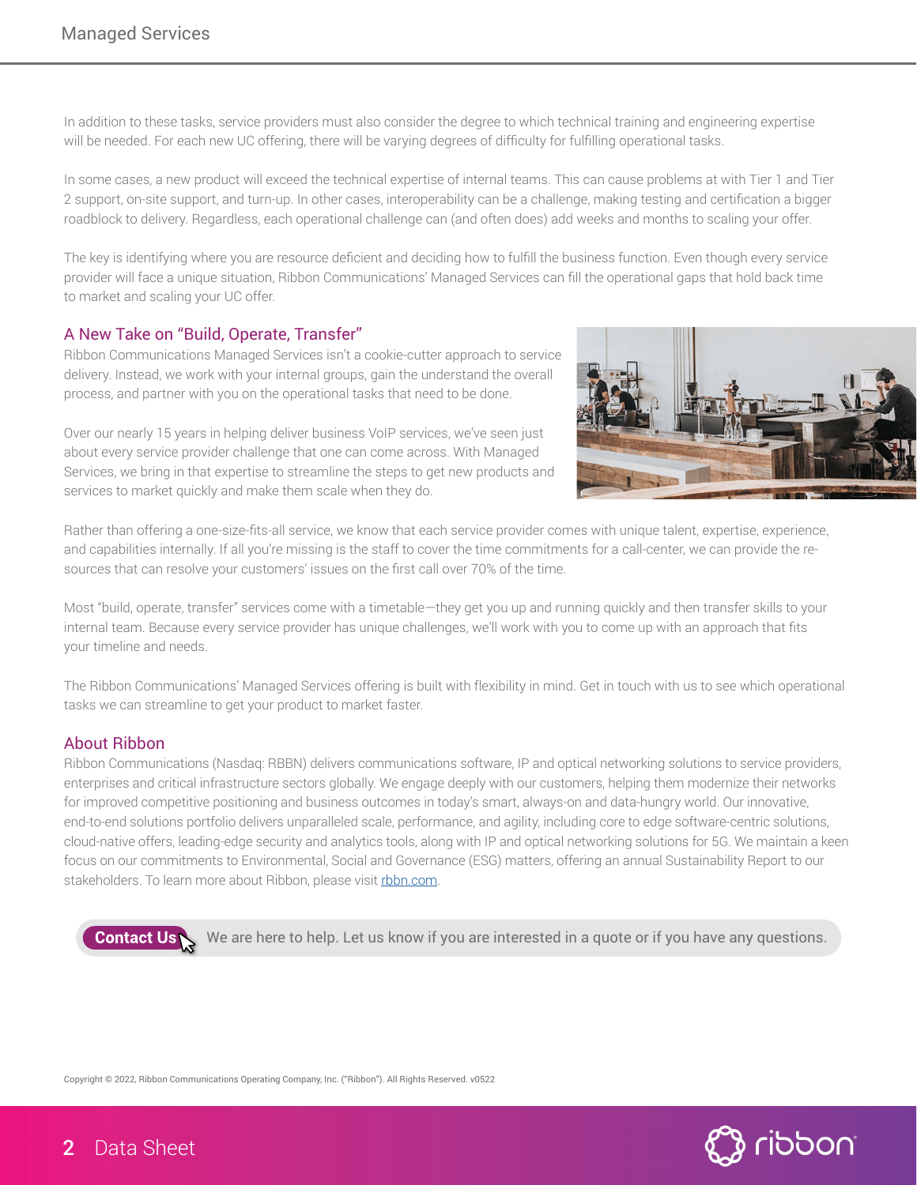In addition to these tasks, service providers must also consider the degree to which technical training and engineering expertise will be needed. For each new UC offering, there will be varying degrees of difficulty for fulfilling operational tasks.

In some cases, a new product will exceed the technical expertise of internal teams. This can cause problems at with Tier 1 and Tier 2 support, on-site support, and turn-up. In other cases, interoperability can be a challenge, making testing and certification a bigger roadblock to delivery. Regardless, each operational challenge can (and often does) add weeks and months to scaling your offer.

The key is identifying where you are resource deficient and deciding how to fulfill the business function. Even though every service provider will face a unique situation, Ribbon Communications' Managed Services can fill the operational gaps that hold back time to market and scaling your UC offer.

## A New Take on "Build, Operate, Transfer"

Ribbon Communications Managed Services isn't a cookie-cutter approach to service delivery. Instead, we work with your internal groups, gain the understand the overall process, and partner with you on the operational tasks that need to be done.

Over our nearly 15 years in helping deliver business VoIP services, we've seen just about every service provider challenge that one can come across. With Managed Services, we bring in that expertise to streamline the steps to get new products and services to market quickly and make them scale when they do.

Rather than offering a one-size-fits-all service, we know that each service provider comes with unique talent, expertise, experience, and capabilities internally. If all you're missing is the staff to cover the time commitments for a call-center, we can provide the resources that can resolve your customers' issues on the first call over 70% of the time.

Most "build, operate, transfer" services come with a timetable—they get you up and running quickly and then transfer skills to your internal team. Because every service provider has unique challenges, we'll work with you to come up with an approach that fits your timeline and needs.

The Ribbon Communications' Managed Services offering is built with flexibility in mind. Get in touch with us to see which operational tasks we can streamline to get your product to market faster.

## About Ribbon

Ribbon Communications (Nasdaq: RBBN) delivers communications software, IP and optical networking solutions to service providers, enterprises and critical infrastructure sectors globally. We engage deeply with our customers, helping them modernize their networks for improved competitive positioning and business outcomes in today's smart, always-on and data-hungry world. Our innovative, end-to-end solutions portfolio delivers unparalleled scale, performance, and agility, including core to edge software-centric solutions, cloud-native offers, leading-edge security and analytics tools, along with IP and optical networking solutions for 5G. We maintain a keen focus on our commitments to Environmental, Social and Governance (ESG) matters, offering an annual Sustainability Report to our stakeholders. To learn more about Ribbon, please visit rbbn.com.

**Contact Us** We are here to help. Let us know if you are interested in a quote or if you have any questions.

Copyright © 2022, Ribbon Communications Operating Company, Inc. ("Ribbon"). All Rights Reserved. v0522